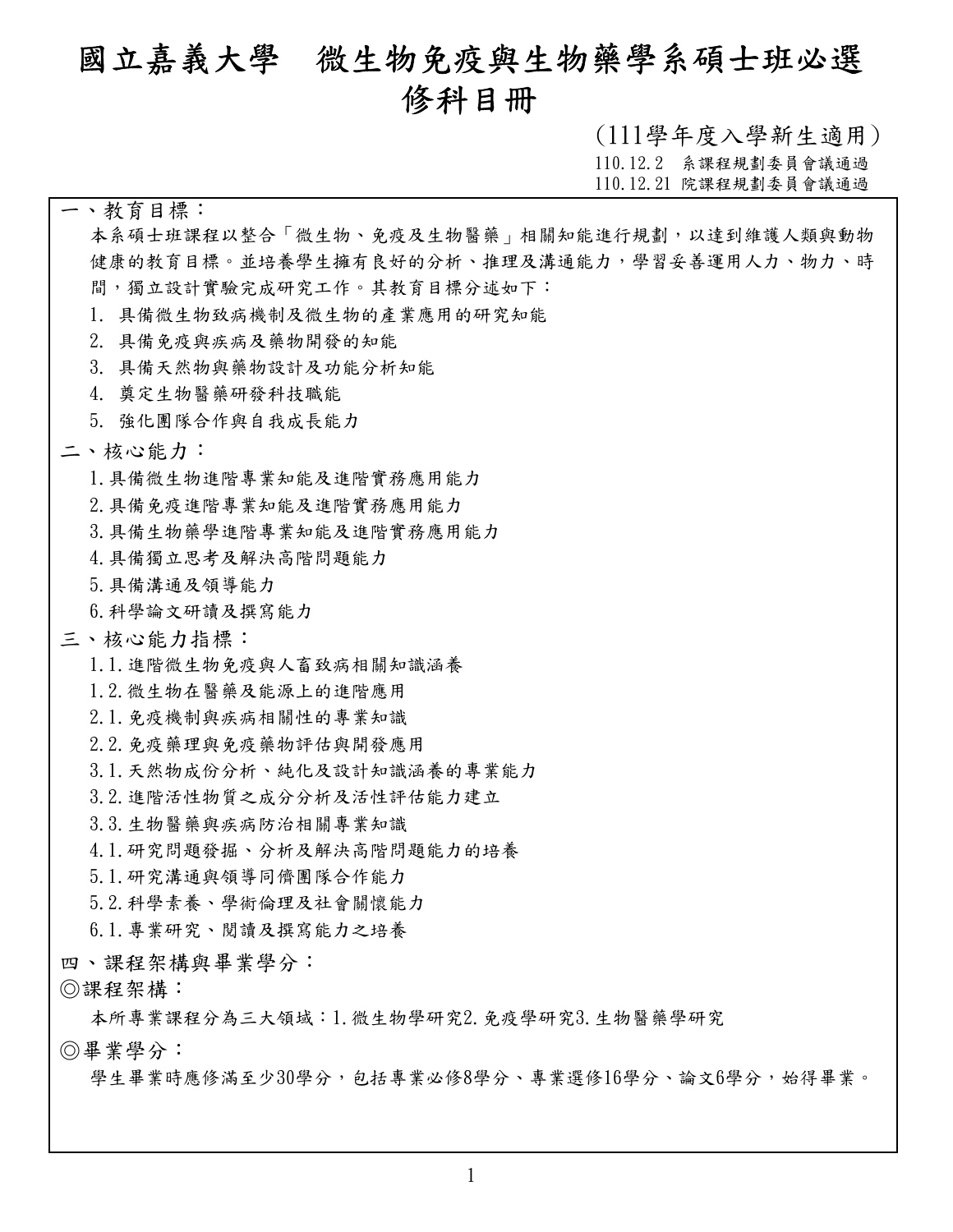# 國立嘉義大學　微生物免疫與生物藥學系碩士班必選修科目冊

(111學年度入學新生適用)

110.12.2　系課程規劃委員會議通過
110.12.21 院課程規劃委員會議通過

## 一、教育目標：

本系碩士班課程以整合「微生物、免疫及生物醫藥」相關知能進行規劃，以達到維護人類與動物健康的教育目標。並培養學生擁有良好的分析、推理及溝通能力，學習妥善運用人力、物力、時間，獨立設計實驗完成研究工作。其教育目標分述如下：

1. 具備微生物致病機制及微生物的產業應用的研究知能
2. 具備免疫與疾病及藥物開發的知能
3. 具備天然物與藥物設計及功能分析知能
4. 奠定生物醫藥研發科技職能
5. 強化團隊合作與自我成長能力

## 二、核心能力：

1. 具備微生物進階專業知能及進階實務應用能力
2. 具備免疫進階專業知能及進階實務應用能力
3. 具備生物藥學進階專業知能及進階實務應用能力
4. 具備獨立思考及解決高階問題能力
5. 具備溝通及領導能力
6. 科學論文研讀及撰寫能力

## 三、核心能力指標：

- 1.1. 進階微生物免疫與人畜致病相關知識涵養
- 1.2. 微生物在醫藥及能源上的進階應用
- 2.1. 免疫機制與疾病相關性的專業知識
- 2.2. 免疫藥理與免疫藥物評估與開發應用
- 3.1. 天然物成份分析、純化及設計知識涵養的專業能力
- 3.2. 進階活性物質之成分分析及活性評估能力建立
- 3.3. 生物醫藥與疾病防治相關專業知識
- 4.1. 研究問題發掘、分析及解決高階問題能力的培養
- 5.1. 研究溝通與領導同儕團隊合作能力
- 5.2. 科學素養、學術倫理及社會關懷能力
- 6.1. 專業研究、閱讀及撰寫能力之培養

## 四、課程架構與畢業學分：

### ◎課程架構：

本所專業課程分為三大領域：1.微生物學研究2.免疫學研究3.生物醫藥學研究

### ◎畢業學分：

學生畢業時應修滿至少30學分，包括專業必修8學分、專業選修16學分、論文6學分，始得畢業。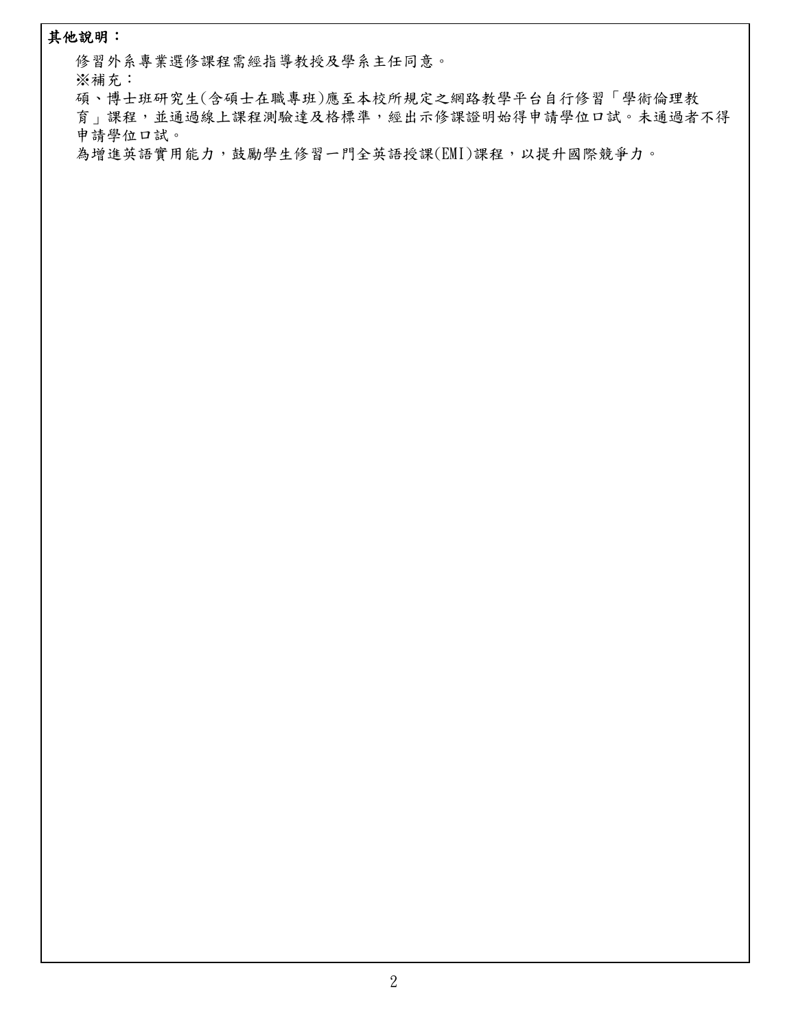**其他說明：**

修習外系專業選修課程需經指導教授及學系主任同意。

※補充：

碩、博士班研究生(含碩士在職專班)應至本校所規定之網路教學平台自行修習「學術倫理教育」課程，並通過線上課程測驗達及格標準，經出示修課證明始得申請學位口試。未通過者不得申請學位口試。

為增進英語實用能力，鼓勵學生修習一門全英語授課(EMI)課程，以提升國際競爭力。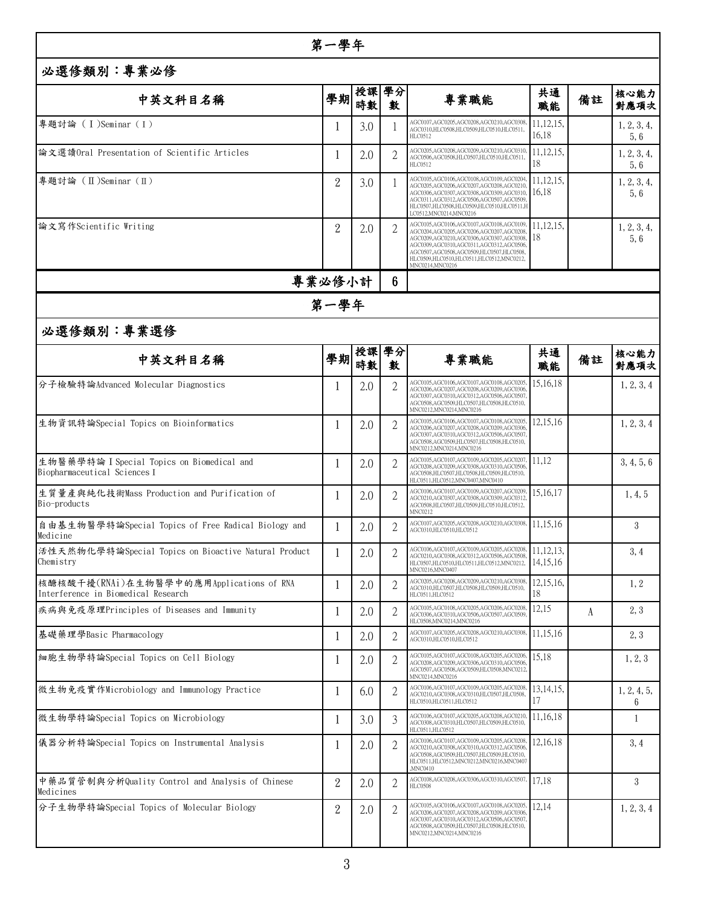## 第一學年

### 必選修類別：專業必修

| 中英文科目名稱 | 學期 | 授課時數 | 學分數 | 專業職能 | 共通職能 | 備註 | 核心能力對應項次 |
|---|---|---|---|---|---|---|---|
| 專題討論（Ⅰ)Seminar（Ⅰ） | 1 | 3.0 | 1 | AGC0107,AGC0205,AGC0208,AGC0210,AGC0308,AGC0310,HLC0508,HLC0509,HLC0510,HLC0511,HLC0512 | 11,12,15,16,18 | | 1,2,3,4,5,6 |
| 論文選讀Oral Presentation of Scientific Articles | 1 | 2.0 | 2 | AGC0205,AGC0208,AGC0209,AGC0210,AGC0310,AGC0506,AGC0508,HLC0507,HLC0510,HLC0511,HLC0512 | 11,12,15,18 | | 1,2,3,4,5,6 |
| 專題討論（Ⅱ)Seminar（Ⅱ） | 2 | 3.0 | 1 | AGC0105,AGC0106,AGC0108,AGC0109,AGC0204,AGC0205,AGC0206,AGC0207,AGC0208,AGC0210,AGC0306,AGC0307,AGC0308,AGC0309,AGC0310,AGC0311,AGC0312,AGC0506,AGC0507,AGC0509,HLC0507,HLC0508,HLC0509,HLC0510,HLC0511,HLC0512,MNC0214,MNC0216 | 11,12,15,16,18 | | 1,2,3,4,5,6 |
| 論文寫作Scientific Writing | 2 | 2.0 | 2 | AGC0105,AGC0106,AGC0107,AGC0108,AGC0109,AGC0204,AGC0205,AGC0206,AGC0207,AGC0208,AGC0209,AGC0210,AGC0306,AGC0307,AGC0308,AGC0309,AGC0310,AGC0311,AGC0312,AGC0506,AGC0507,AGC0508,AGC0509,HLC0507,HLC0508,HLC0509,HLC0510,HLC0511,HLC0512,MNC0212,MNC0214,MNC0216 | 11,12,15,18 | | 1,2,3,4,5,6 |
| 專業必修小計 | | | 6 | | | | |

## 第一學年

### 必選修類別：專業選修

| 中英文科目名稱 | 學期 | 授課時數 | 學分數 | 專業職能 | 共通職能 | 備註 | 核心能力對應項次 |
|---|---|---|---|---|---|---|---|
| 分子檢驗特論Advanced Molecular Diagnostics | 1 | 2.0 | 2 | AGC0105,AGC0106,AGC0107,AGC0108,AGC0205,AGC0206,AGC0207,AGC0208,AGC0209,AGC0306,AGC0307,AGC0310,AGC0312,AGC0506,AGC0507,AGC0508,AGC0509,HLC0507,HLC0508,HLC0510,MNC0212,MNC0214,MNC0216 | 15,16,18 | | 1,2,3,4 |
| 生物資訊特論Special Topics on Bioinformatics | 1 | 2.0 | 2 | AGC0105,AGC0106,AGC0107,AGC0108,AGC0205,AGC0206,AGC0207,AGC0208,AGC0209,AGC0306,AGC0307,AGC0310,AGC0312,AGC0506,AGC0507,AGC0508,AGC0509,HLC0507,HLC0508,HLC0510,MNC0212,MNC0214,MNC0216 | 12,15,16 | | 1,2,3,4 |
| 生物醫藥學特論Ⅰ Special Topics on Biomedical and Biopharmaceutical SciencesⅠ | 1 | 2.0 | 2 | AGC0105,AGC0107,AGC0109,AGC0205,AGC0207,AGC0208,AGC0209,AGC0308,AGC0310,AGC0506,AGC0508,HLC0507,HLC0508,HLC0509,HLC0510,HLC0511,HLC0512,MNC0407,MNC0410 | 11,12 | | 3,4,5,6 |
| 生質量產與純化技術Mass Production and Purification of Bio-products | 1 | 2.0 | 2 | AGC0106,AGC0107,AGC0109,AGC0207,AGC0209,AGC0210,AGC0307,AGC0308,AGC0309,AGC0312,AGC0508,HLC0507,HLC0509,HLC0510,HLC0512,MNC0212 | 15,16,17 | | 1,4,5 |
| 自由基生物醫學特論Special Topics of Free Radical Biology and Medicine | 1 | 2.0 | 2 | AGC0107,AGC0205,AGC0208,AGC0210,AGC0308,AGC0310,HLC0510,HLC0512 | 11,15,16 | | 3 |
| 活性天然物化學特論Special Topics on Bioactive Natural Product Chemistry | 1 | 2.0 | 2 | AGC0106,AGC0107,AGC0109,AGC0205,AGC0208,AGC0210,AGC0308,AGC0312,AGC0506,AGC0508,HLC0507,HLC0510,HLC0511,HLC0512,MNC0212,MNC0216,MNC0407 | 11,12,13,14,15,16 | | 3,4 |
| 核醣核酸干擾(RNAi)在生物醫學中的應用Applications of RNA Interference in Biomedical Research | 1 | 2.0 | 2 | AGC0205,AGC0208,AGC0209,AGC0210,AGC0308,AGC0310,HLC0507,HLC0508,HLC0509,HLC0510,HLC0511,HLC0512 | 12,15,16,18 | | 1,2 |
| 疾病與免疫原理Principles of Diseases and Immunity | 1 | 2.0 | 2 | AGC0105,AGC0108,AGC0205,AGC0206,AGC0208,AGC0306,AGC0310,AGC0506,AGC0507,AGC0509,HLC0508,MNC0214,MNC0216 | 12,15 | A | 2,3 |
| 基礎藥理學Basic Pharmacology | 1 | 2.0 | 2 | AGC0107,AGC0205,AGC0208,AGC0210,AGC0308,AGC0310,HLC0510,HLC0512 | 11,15,16 | | 2,3 |
| 細胞生物學特論Special Topics on Cell Biology | 1 | 2.0 | 2 | AGC0105,AGC0107,AGC0108,AGC0205,AGC0206,AGC0208,AGC0209,AGC0306,AGC0310,AGC0506,AGC0507,AGC0508,AGC0509,HLC0508,MNC0212,MNC0214,MNC0216 | 15,18 | | 1,2,3 |
| 微生物免疫實作Microbiology and Immunology Practice | 1 | 6.0 | 2 | AGC0106,AGC0107,AGC0109,AGC0205,AGC0208,AGC0210,AGC0308,AGC0310,HLC0507,HLC0508,HLC0510,HLC0511,HLC0512 | 13,14,15,17 | | 1,2,4,5,6 |
| 微生物學特論Special Topics on Microbiology | 1 | 3.0 | 3 | AGC0106,AGC0107,AGC0205,AGC0208,AGC0210,AGC0308,AGC0310,HLC0507,HLC0509,HLC0510,HLC0511,HLC0512 | 11,16,18 | | 1 |
| 儀器分析特論Special Topics on Instrumental Analysis | 1 | 2.0 | 2 | AGC0106,AGC0107,AGC0109,AGC0205,AGC0208,AGC0210,AGC0308,AGC0310,AGC0312,AGC0506,AGC0508,AGC0509,HLC0507,HLC0509,HLC0510,HLC0511,HLC0512,MNC0212,MNC0216,MNC0407,MNC0410 | 12,16,18 | | 3,4 |
| 中藥品質管制與分析Quality Control and Analysis of Chinese Medicines | 2 | 2.0 | 2 | AGC0108,AGC0208,AGC0306,AGC0310,AGC0507,HLC0508 | 17,18 | | 3 |
| 分子生物學特論Special Topics of Molecular Biology | 2 | 2.0 | 2 | AGC0105,AGC0106,AGC0107,AGC0108,AGC0205,AGC0206,AGC0207,AGC0208,AGC0209,AGC0306,AGC0307,AGC0310,AGC0312,AGC0506,AGC0507,AGC0508,AGC0509,HLC0507,HLC0508,HLC0510,MNC0212,MNC0214,MNC0216 | 12,14 | | 1,2,3,4 |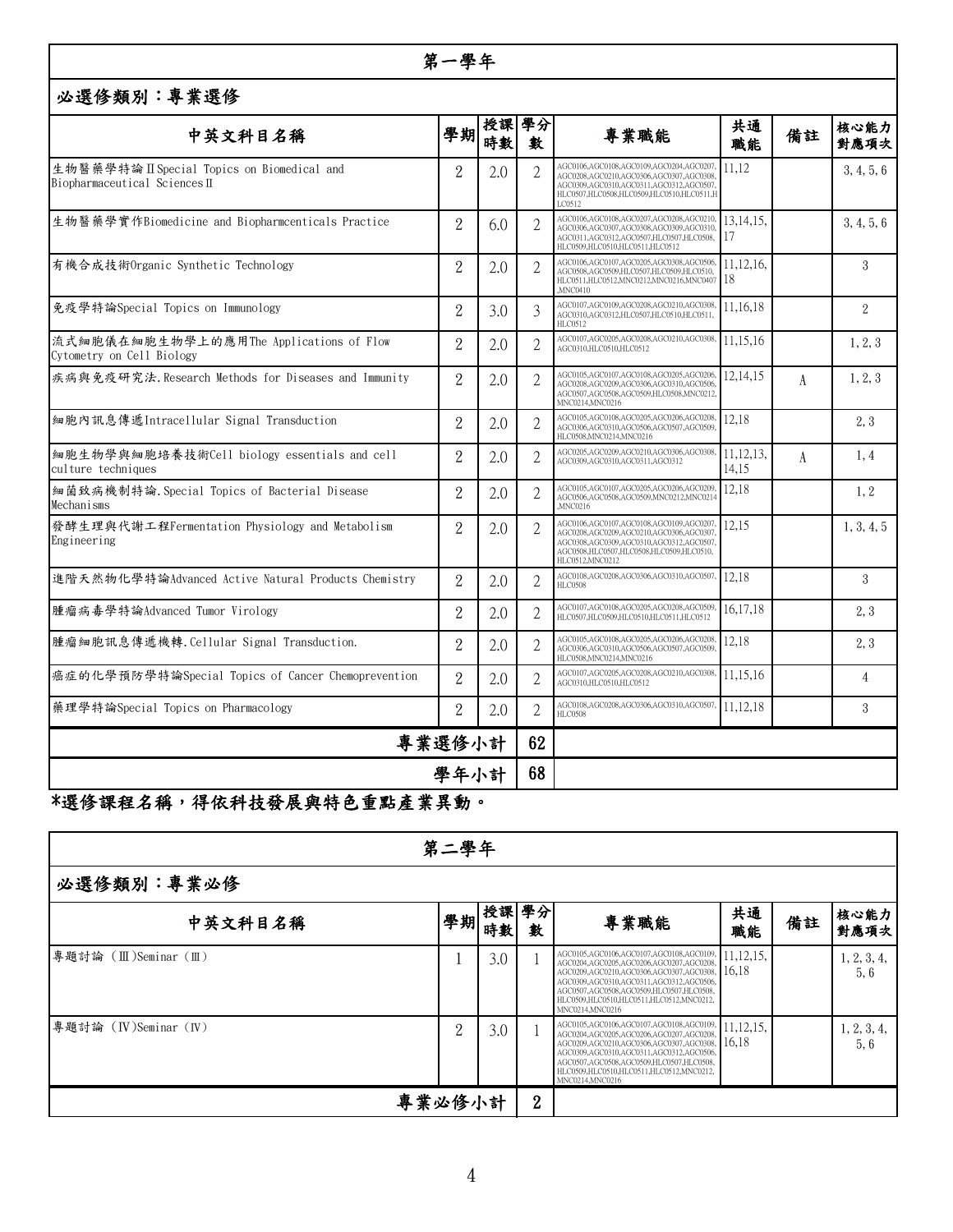## 第一學年

### 必選修類別：專業選修

| 中英文科目名稱 | 學期 | 授課時數 | 學分數 | 專業職能 | 共通職能 | 備註 | 核心能力對應項次 |
|---|---|---|---|---|---|---|---|
| 生物醫藥學特論ⅡSpecial Topics on Biomedical and Biopharmaceutical SciencesⅡ | 2 | 2.0 | 2 | AGC0106,AGC0108,AGC0109,AGC0204,AGC0207,AGC0208,AGC0210,AGC0306,AGC0307,AGC0308,AGC0309,AGC0310,AGC0311,AGC0312,AGC0507,HLC0507,HLC0508,HLC0509,HLC0510,HLC0511,HLC0512 | 11,12 | | 3,4,5,6 |
| 生物醫藥學實作Biomedicine and Biopharmcenticals Practice | 2 | 6.0 | 2 | AGC0106,AGC0108,AGC0207,AGC0208,AGC0210,AGC0306,AGC0307,AGC0308,AGC0309,AGC0310,AGC0311,AGC0312,AGC0507,HLC0507,HLC0508,HLC0509,HLC0510,HLC0511,HLC0512 | 13,14,15,17 | | 3,4,5,6 |
| 有機合成技術Organic Synthetic Technology | 2 | 2.0 | 2 | AGC0106,AGC0107,AGC0205,AGC0308,AGC0506,AGC0508,AGC0509,HLC0507,HLC0509,HLC0510,HLC0511,HLC0512,MNC0212,MNC0216,MNC0407,MNC0410 | 11,12,16,18 | | 3 |
| 免疫學特論Special Topics on Immunology | 2 | 3.0 | 3 | AGC0107,AGC0109,AGC0208,AGC0210,AGC0308,AGC0310,AGC0312,HLC0507,HLC0510,HLC0511,HLC0512 | 11,16,18 | | 2 |
| 流式細胞儀在細胞生物學上的應用The Applications of Flow Cytometry on Cell Biology | 2 | 2.0 | 2 | AGC0107,AGC0205,AGC0208,AGC0210,AGC0308,AGC0310,HLC0510,HLC0512 | 11,15,16 | | 1,2,3 |
| 疾病與免疫研究法.Research Methods for Diseases and Immunity | 2 | 2.0 | 2 | AGC0105,AGC0107,AGC0108,AGC0205,AGC0206,AGC0208,AGC0209,AGC0306,AGC0310,AGC0506,AGC0507,AGC0508,AGC0509,HLC0508,MNC0212,MNC0214,MNC0216 | 12,14,15 | A | 1,2,3 |
| 細胞內訊息傳遞Intracellular Signal Transduction | 2 | 2.0 | 2 | AGC0105,AGC0108,AGC0205,AGC0206,AGC0208,AGC0306,AGC0310,AGC0506,AGC0507,AGC0509,HLC0508,MNC0214,MNC0216 | 12,18 | | 2,3 |
| 細胞生物學與細胞培養技術Cell biology essentials and cell culture techniques | 2 | 2.0 | 2 | AGC0205,AGC0209,AGC0210,AGC0306,AGC0308,AGC0309,AGC0310,AGC0311,AGC0312 | 11,12,13,14,15 | A | 1,4 |
| 細菌致病機制特論.Special Topics of Bacterial Disease Mechanisms | 2 | 2.0 | 2 | AGC0105,AGC0107,AGC0205,AGC0206,AGC0209,AGC0506,AGC0508,AGC0509,MNC0212,MNC0214,MNC0216 | 12,18 | | 1,2 |
| 發酵生理與代謝工程Fermentation Physiology and Metabolism Engineering | 2 | 2.0 | 2 | AGC0106,AGC0107,AGC0108,AGC0109,AGC0207,AGC0208,AGC0209,AGC0210,AGC0306,AGC0307,AGC0308,AGC0309,AGC0310,AGC0312,AGC0507,AGC0508,HLC0507,HLC0508,HLC0509,HLC0510,HLC0512,MNC0212 | 12,15 | | 1,3,4,5 |
| 進階天然物化學特論Advanced Active Natural Products Chemistry | 2 | 2.0 | 2 | AGC0108,AGC0208,AGC0306,AGC0310,AGC0507,HLC0508 | 12,18 | | 3 |
| 腫瘤病毒學特論Advanced Tumor Virology | 2 | 2.0 | 2 | AGC0107,AGC0108,AGC0205,AGC0208,AGC0509,HLC0507,HLC0509,HLC0510,HLC0511,HLC0512 | 16,17,18 | | 2,3 |
| 腫瘤細胞訊息傳遞機轉.Cellular Signal Transduction. | 2 | 2.0 | 2 | AGC0105,AGC0108,AGC0205,AGC0206,AGC0208,AGC0306,AGC0310,AGC0506,AGC0507,AGC0509,HLC0508,MNC0214,MNC0216 | 12,18 | | 2,3 |
| 癌症的化學預防學特論Special Topics of Cancer Chemoprevention | 2 | 2.0 | 2 | AGC0107,AGC0205,AGC0208,AGC0210,AGC0308,AGC0310,HLC0510,HLC0512 | 11,15,16 | | 4 |
| 藥理學特論Special Topics on Pharmacology | 2 | 2.0 | 2 | AGC0108,AGC0208,AGC0306,AGC0310,AGC0507,HLC0508 | 11,12,18 | | 3 |
| 專業選修小計 | | | 62 | | | | |
| 學年小計 | | | 68 | | | | |

**\*選修課程名稱，得依科技發展與特色重點產業異動。**

## 第二學年

### 必選修類別：專業必修

| 中英文科目名稱 | 學期 | 授課時數 | 學分數 | 專業職能 | 共通職能 | 備註 | 核心能力對應項次 |
|---|---|---|---|---|---|---|---|
| 專題討論（Ⅲ)Seminar（Ⅲ） | 1 | 3.0 | 1 | AGC0105,AGC0106,AGC0107,AGC0108,AGC0109,AGC0204,AGC0205,AGC0206,AGC0207,AGC0208,AGC0209,AGC0210,AGC0306,AGC0307,AGC0308,AGC0309,AGC0310,AGC0311,AGC0312,AGC0506,AGC0507,AGC0508,AGC0509,HLC0507,HLC0508,HLC0509,HLC0510,HLC0511,HLC0512,MNC0212,MNC0214,MNC0216 | 11,12,15,16,18 | | 1,2,3,4,5,6 |
| 專題討論（Ⅳ)Seminar（Ⅳ） | 2 | 3.0 | 1 | AGC0105,AGC0106,AGC0107,AGC0108,AGC0109,AGC0204,AGC0205,AGC0206,AGC0207,AGC0208,AGC0209,AGC0210,AGC0306,AGC0307,AGC0308,AGC0309,AGC0310,AGC0311,AGC0312,AGC0506,AGC0507,AGC0508,AGC0509,HLC0507,HLC0508,HLC0509,HLC0510,HLC0511,HLC0512,MNC0212,MNC0214,MNC0216 | 11,12,15,16,18 | | 1,2,3,4,5,6 |
| 專業必修小計 | | | 2 | | | | |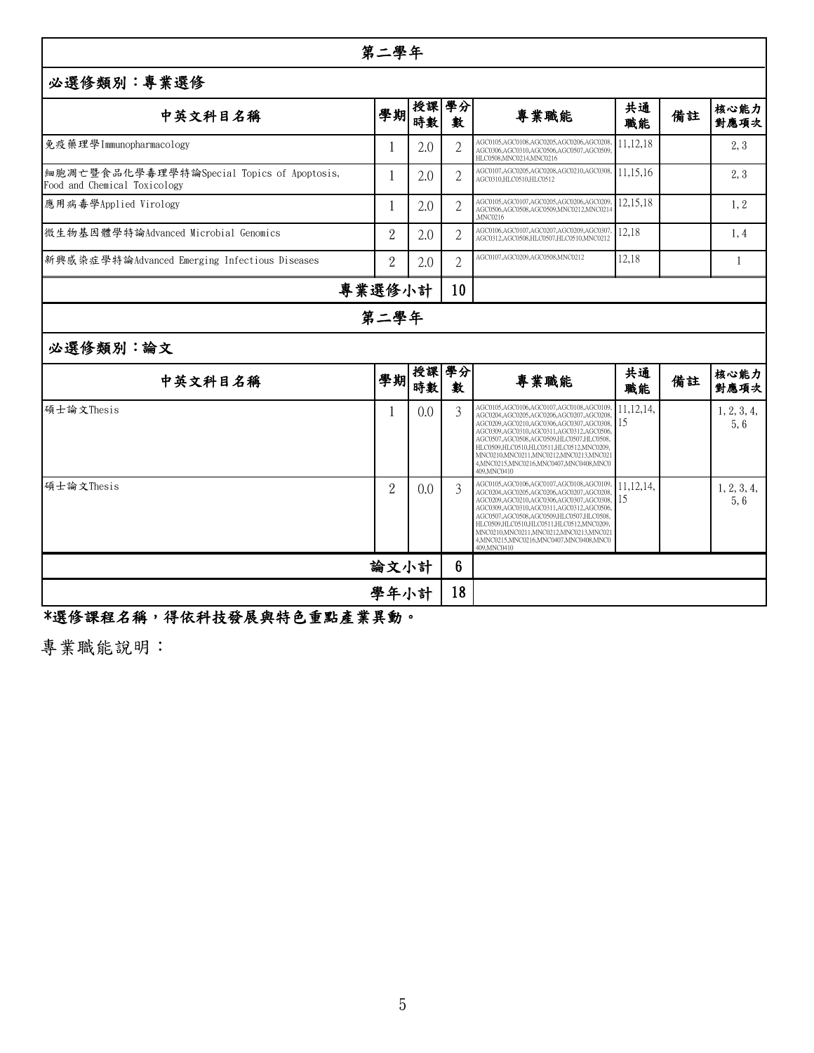## 第二學年

### 必選修類別：專業選修

| 中英文科目名稱 | 學期 | 授課時數 | 學分數 | 專業職能 | 共通職能 | 備註 | 核心能力對應項次 |
|---|---|---|---|---|---|---|---|
| 免疫藥理學Immunopharmacology | 1 | 2.0 | 2 | AGC0105,AGC0108,AGC0205,AGC0206,AGC0208,AGC0306,AGC0310,AGC0506,AGC0507,AGC0509,HLC0508,MNC0214,MNC0216 | 11,12,18 | | 2, 3 |
| 細胞凋亡暨食品化學毒理學特論Special Topics of Apoptosis, Food and Chemical Toxicology | 1 | 2.0 | 2 | AGC0107,AGC0205,AGC0208,AGC0210,AGC0308,AGC0310,HLC0510,HLC0512 | 11,15,16 | | 2, 3 |
| 應用病毒學Applied Virology | 1 | 2.0 | 2 | AGC0105,AGC0107,AGC0205,AGC0206,AGC0209,AGC0506,AGC0508,AGC0509,MNC0212,MNC0214,MNC0216 | 12,15,18 | | 1, 2 |
| 微生物基因體學特論Advanced Microbial Genomics | 2 | 2.0 | 2 | AGC0106,AGC0107,AGC0207,AGC0209,AGC0307,AGC0312,AGC0508,HLC0507,HLC0510,MNC0212 | 12,18 | | 1, 4 |
| 新興感染症學特論Advanced Emerging Infectious Diseases | 2 | 2.0 | 2 | AGC0107,AGC0209,AGC0508,MNC0212 | 12,18 | | 1 |
| 專業選修小計 | | | 10 | | | | |

## 第二學年

### 必選修類別：論文

| 中英文科目名稱 | 學期 | 授課時數 | 學分數 | 專業職能 | 共通職能 | 備註 | 核心能力對應項次 |
|---|---|---|---|---|---|---|---|
| 碩士論文Thesis | 1 | 0.0 | 3 | AGC0105,AGC0106,AGC0107,AGC0108,AGC0109,AGC0204,AGC0205,AGC0206,AGC0207,AGC0208,AGC0209,AGC0210,AGC0306,AGC0307,AGC0308,AGC0309,AGC0310,AGC0311,AGC0312,AGC0506,AGC0507,AGC0508,AGC0509,HLC0507,HLC0508,HLC0509,HLC0510,HLC0511,HLC0512,MNC0209,MNC0210,MNC0211,MNC0212,MNC0213,MNC0214,MNC0215,MNC0216,MNC0407,MNC0408,MNC0409,MNC0410 | 11,12,14,15 | | 1, 2, 3, 4, 5, 6 |
| 碩士論文Thesis | 2 | 0.0 | 3 | AGC0105,AGC0106,AGC0107,AGC0108,AGC0109,AGC0204,AGC0205,AGC0206,AGC0207,AGC0208,AGC0209,AGC0210,AGC0306,AGC0307,AGC0308,AGC0309,AGC0310,AGC0311,AGC0312,AGC0506,AGC0507,AGC0508,AGC0509,HLC0507,HLC0508,HLC0509,HLC0510,HLC0511,HLC0512,MNC0209,MNC0210,MNC0211,MNC0212,MNC0213,MNC0214,MNC0215,MNC0216,MNC0407,MNC0408,MNC0409,MNC0410 | 11,12,14,15 | | 1, 2, 3, 4, 5, 6 |
| 論文小計 | | | 6 | | | | |
| 學年小計 | | | 18 | | | | |

**\*選修課程名稱，得依科技發展與特色重點產業異動。**

專業職能說明：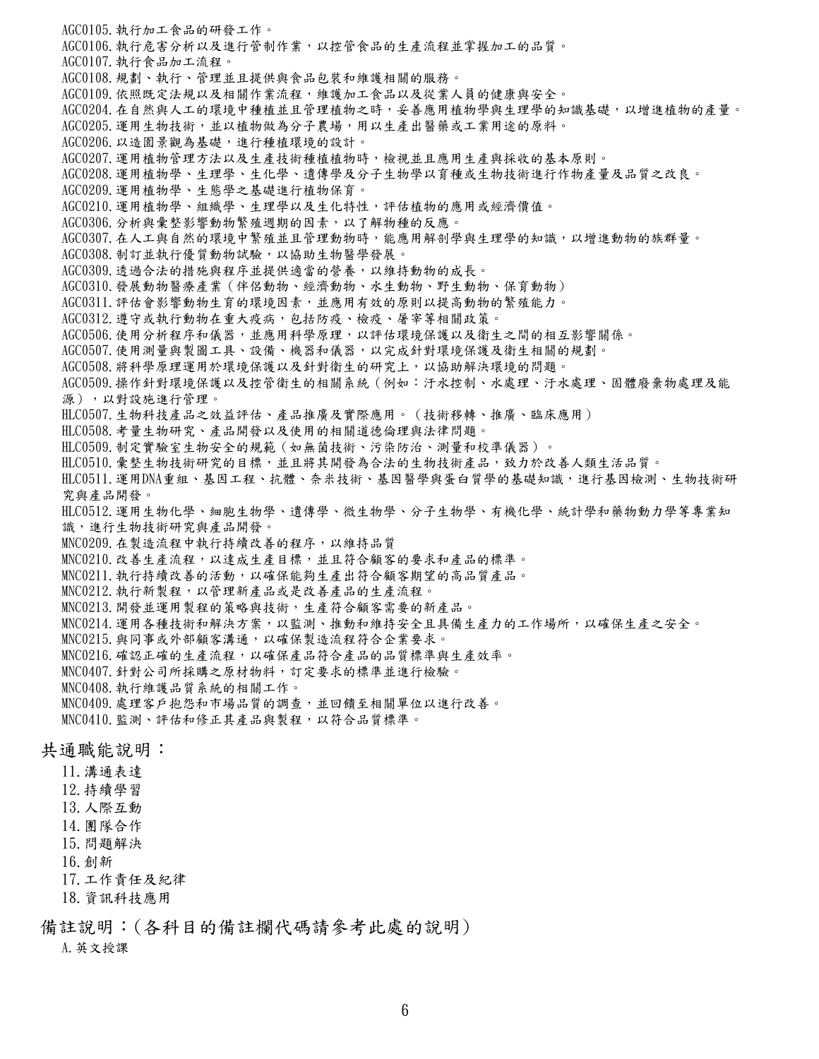AGC0105.執行加工食品的研發工作。

AGC0106.執行危害分析以及進行管制作業，以控管食品的生產流程並掌握加工的品質。

AGC0107.執行食品加工流程。

AGC0108.規劃、執行、管理並且提供與食品包裝和維護相關的服務。

AGC0109.依照既定法規以及相關作業流程，維護加工食品以及從業人員的健康與安全。

AGC0204.在自然與人工的環境中種植並且管理植物之時，妥善應用植物學與生理學的知識基礎，以增進植物的產量。

AGC0205.運用生物技術，並以植物做為分子農場，用以生產出醫藥或工業用途的原料。

AGC0206.以造園景觀為基礎，進行種植環境的設計。

AGC0207.運用植物管理方法以及生產技術種植植物時，檢視並且應用生產與採收的基本原則。

AGC0208.運用植物學、生理學、生化學、遺傳學及分子生物學以育種或生物技術進行作物產量及品質之改良。

AGC0209.運用植物學、生態學之基礎進行植物保育。

AGC0210.運用植物學、組織學、生理學以及生化特性，評估植物的應用或經濟價值。

AGC0306.分析與彙整影響動物繁殖週期的因素，以了解物種的反應。

AGC0307.在人工與自然的環境中繁殖並且管理動物時，能應用解剖學與生理學的知識，以增進動物的族群量。

AGC0308.制訂並執行優質動物試驗，以協助生物醫學發展。

AGC0309.透過合法的措施與程序並提供適當的營養，以維持動物的成長。

AGC0310.發展動物醫療產業（伴侶動物、經濟動物、水生動物、野生動物、保育動物）

AGC0311.評估會影響動物生育的環境因素，並應用有效的原則以提高動物的繁殖能力。

AGC0312.遵守或執行動物在重大疫病，包括防疫、檢疫、屠宰等相關政策。

AGC0506.使用分析程序和儀器，並應用科學原理，以評估環境保護以及衛生之間的相互影響關係。

AGC0507.使用測量與製圖工具、設備、機器和儀器，以完成針對環境保護及衛生相關的規劃。

AGC0508.將科學原理運用於環境保護以及針對衛生的研究上，以協助解決環境的問題。

AGC0509.操作針對環境保護以及控管衛生的相關系統（例如：汙水控制、水處理、汙水處理、固體廢棄物處理及能源），以對設施進行管理。

HLC0507.生物科技產品之效益評估、產品推廣及實際應用。（技術移轉、推廣、臨床應用）

HLC0508.考量生物研究、產品開發以及使用的相關道德倫理與法律問題。

HLC0509.制定實驗室生物安全的規範（如無菌技術、污染防治、測量和校準儀器）。

HLC0510.彙整生物技術研究的目標，並且將其開發為合法的生物技術產品，致力於改善人類生活品質。

HLC0511.運用DNA重組、基因工程、抗體、奈米技術、基因醫學與蛋白質學的基礎知識，進行基因檢測、生物技術研究與產品開發。

HLC0512.運用生物化學、細胞生物學、遺傳學、微生物學、分子生物學、有機化學、統計學和藥物動力學等專業知識，進行生物技術研究與產品開發。

MNC0209.在製造流程中執行持續改善的程序，以維持品質

MNC0210.改善生產流程，以達成生產目標，並且符合顧客的要求和產品的標準。

MNC0211.執行持續改善的活動，以確保能夠生產出符合顧客期望的高品質產品。

MNC0212.執行新製程，以管理新產品或是改善產品的生產流程。

MNC0213.開發並運用製程的策略與技術，生產符合顧客需要的新產品。

MNC0214.運用各種技術和解決方案，以監測、推動和維持安全且具備生產力的工作場所，以確保生產之安全。

MNC0215.與同事或外部顧客溝通，以確保製造流程符合企業要求。

MNC0216.確認正確的生產流程，以確保產品符合產品的品質標準與生產效率。

MNC0407.針對公司所採購之原材物料，訂定要求的標準並進行檢驗。

MNC0408.執行維護品質系統的相關工作。

MNC0409.處理客戶抱怨和市場品質的調查，並回饋至相關單位以進行改善。

MNC0410.監測、評估和修正其產品與製程，以符合品質標準。

## 共通職能說明：

11.溝通表達
12.持續學習
13.人際互動
14.團隊合作
15.問題解決
16.創新
17.工作責任及紀律
18.資訊科技應用

## 備註說明：(各科目的備註欄代碼請參考此處的說明)

A.英文授課